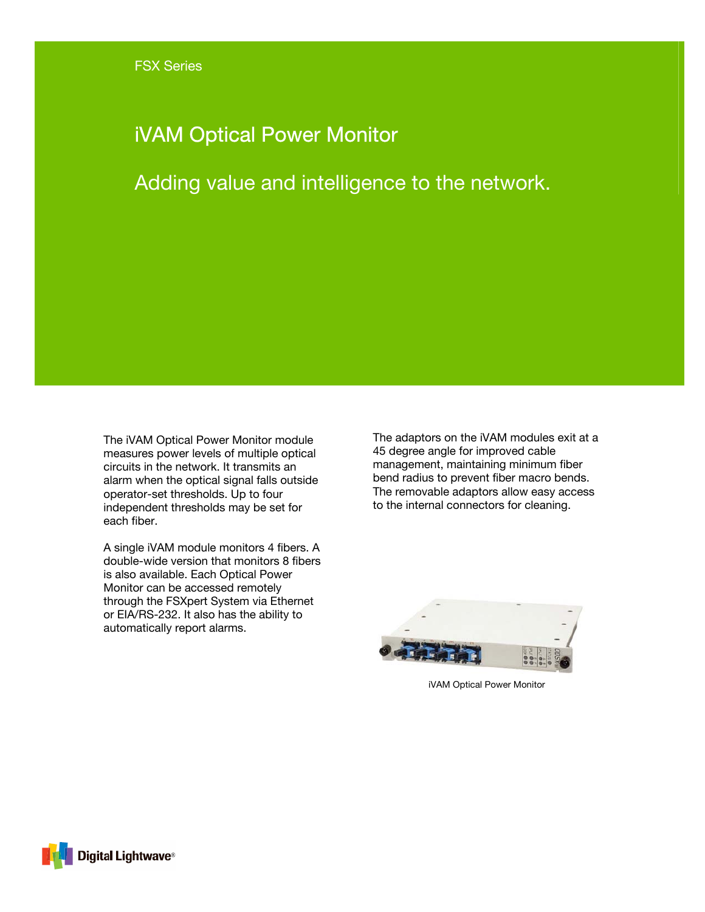FSX Series

# iVAM Optical Power Monitor

## Adding value and intelligence to the network.

The iVAM Optical Power Monitor module measures power levels of multiple optical circuits in the network. It transmits an alarm when the optical signal falls outside operator-set thresholds. Up to four independent thresholds may be set for each fiber.

A single iVAM module monitors 4 fibers. A double-wide version that monitors 8 fibers is also available. Each Optical Power Monitor can be accessed remotely through the FSXpert System via Ethernet or EIA/RS-232. It also has the ability to automatically report alarms.

The adaptors on the iVAM modules exit at a 45 degree angle for improved cable management, maintaining minimum fiber bend radius to prevent fiber macro bends. The removable adaptors allow easy access to the internal connectors for cleaning.

iVAM Optical Power Monitor

Digital Lightwave®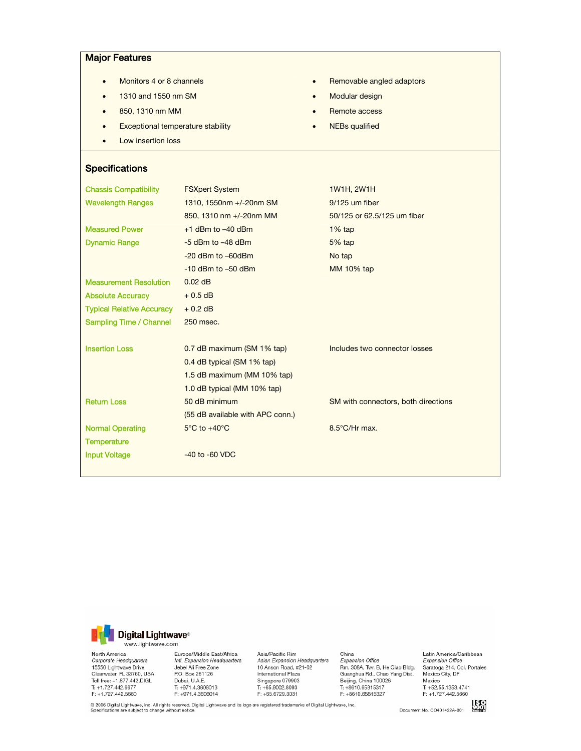## Major Features

- Monitors 4 or 8 channels
- 1310 and 1550 nm SM
- 850, 1310 nm MM
- Exceptional temperature stability
- Low insertion loss
- Removable angled adaptors
- Modular design
- Remote access
- NEBs qualified

## Specifications

| | | |
|---|---|---|
| Chassis Compatibility | FSXpert System | 1W1H, 2W1H |
| Wavelength Ranges | 1310, 1550nm +/-20nm SM | 9/125 um fiber |
| | 850, 1310 nm +/-20nm MM | 50/125 or 62.5/125 um fiber |
| Measured Power | +1 dBm to –40 dBm | 1% tap |
| Dynamic Range | -5 dBm to –48 dBm | 5% tap |
| | -20 dBm to –60dBm | No tap |
| | -10 dBm to –50 dBm | MM 10% tap |
| Measurement Resolution | 0.02 dB | |
| Absolute Accuracy | + 0.5 dB | |
| Typical Relative Accuracy | + 0.2 dB | |
| Sampling Time / Channel | 250 msec. | |
| Insertion Loss | 0.7 dB maximum (SM 1% tap) | Includes two connector losses |
| | 0.4 dB typical (SM 1% tap) | |
| | 1.5 dB maximum (MM 10% tap) | |
| | 1.0 dB typical (MM 10% tap) | |
| Return Loss | 50 dB minimum | SM with connectors, both directions |
| | (55 dB available with APC conn.) | |
| Normal Operating Temperature | 5°C to +40°C | 8.5°C/Hr max. |
| Input Voltage | -40 to -60 VDC | |

**Digital Lightwave®**
www.lightwave.com

**North America**
*Corporate Headquarters*
15550 Lightwave Drive
Clearwater, FL 33760, USA
Toll free: +1.877.442.DIGL
T: +1.727.442.6677
F: +1.727.442.5660

**Europe/Middle East/Africa**
*Intl. Expansion Headquarters*
Jebel Ali Free Zone
P.O. Box 261126
Dubai, U.A.E.
T: +971.4.3606013
F: +971.4.3606014

**Asia/Pacific Rim**
*Asian Expansion Headquarters*
10 Anson Road, #21-02
International Plaza
Singapore 079903
T: +65.6002.8093
F: +65.6729.3031

**China**
*Expansion Office*
Rm. 308A, Twr. B, He Qiao Bldg.
Guanghua Rd., Chao Yang Dist.
Beijing, China 100026
T: +8610.65815317
F: +8610.65815327

**Latin America/Caribbean**
*Expansion Office*
Saratoga 214, Col. Portales
Mexico City, DF
Mexico
T: +52.55.1353.4741
F: +1.727.442.5660

© 2006 Digital Lightwave, Inc. All rights reserved. Digital Lightwave and its logo are registered trademarks of Digital Lightwave, Inc.
Specifications are subject to change without notice.

Document No. CO401422A-001